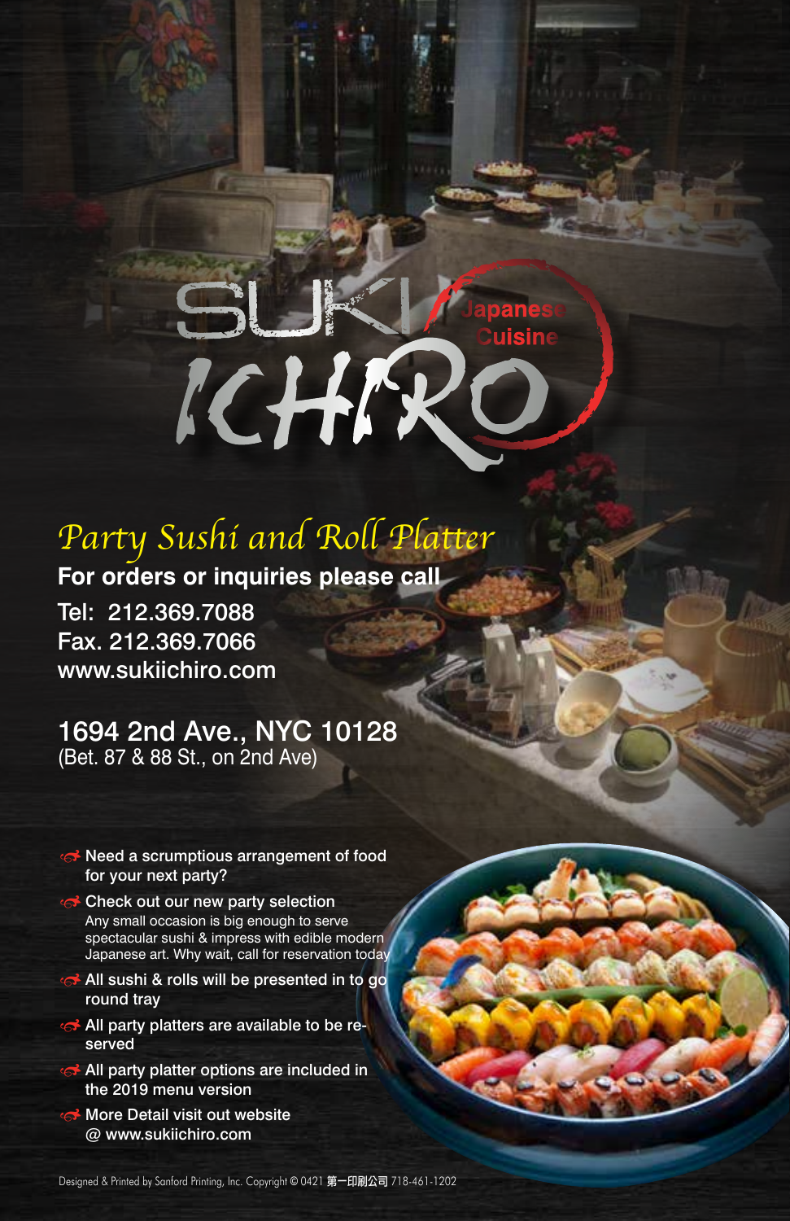# SUKI ICHIRO

Japanese Cuisine

## *Party Sushi and Roll Platter*

**For orders or inquiries please call**

Tel: 212.369.7088
Fax. 212.369.7066
www.sukiichiro.com

1694 2nd Ave., NYC 10128
(Bet. 87 & 88 St., on 2nd Ave)

- Need a scrumptious arrangement of food for your next party?
- Check out our new party selection
  Any small occasion is big enough to serve spectacular sushi & impress with edible modern Japanese art. Why wait, call for reservation today
- All sushi & rolls will be presented in to go round tray
- All party platters are available to be re-served
- All party platter options are included in the 2019 menu version
- More Detail visit out website @ www.sukiichiro.com

Designed & Printed by Sanford Printing, Inc. Copyright © 0421 第一印刷公司 718-461-1202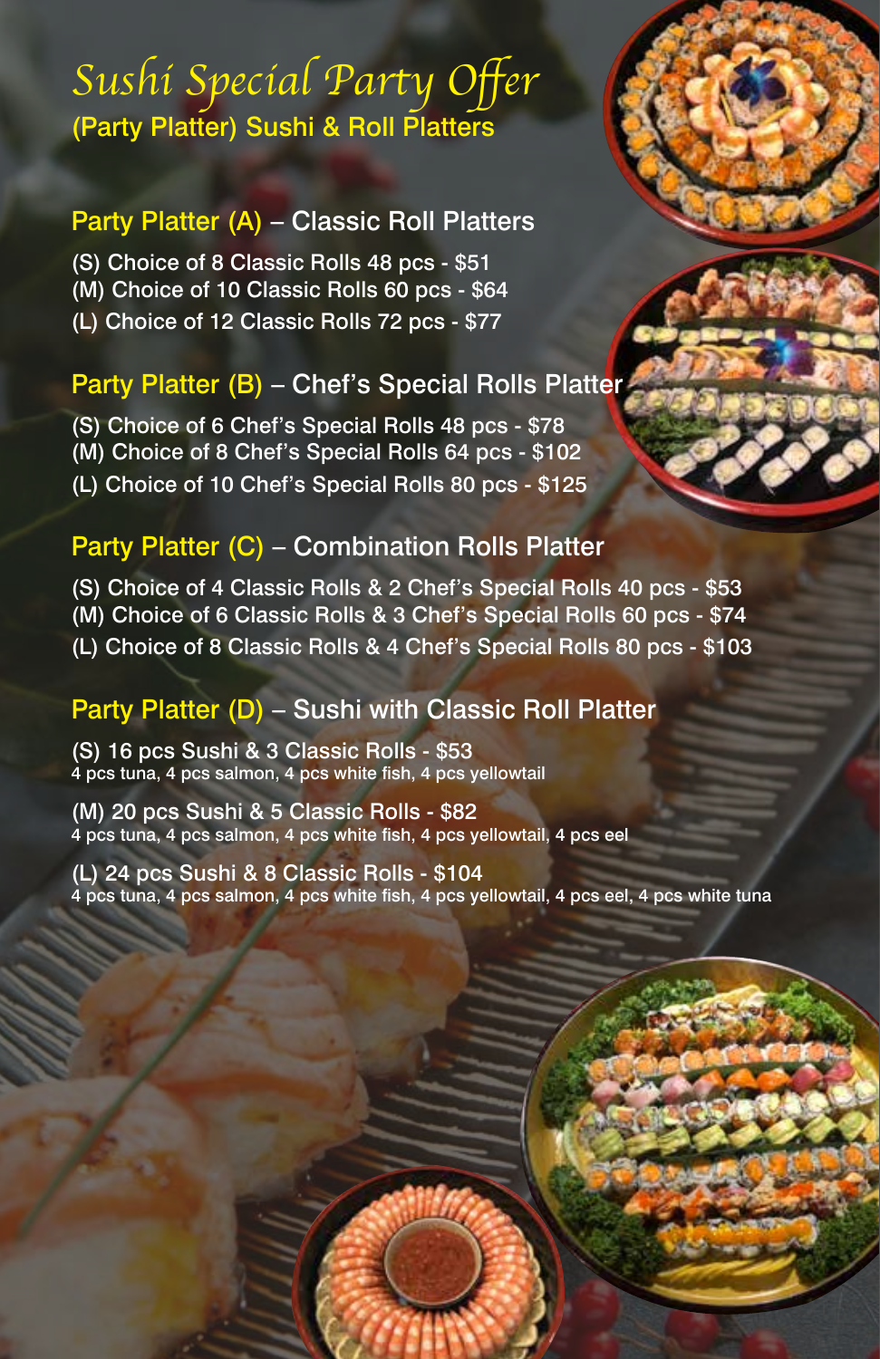# Sushi Special Party Offer

## (Party Platter) Sushi & Roll Platters

### Party Platter (A) – Classic Roll Platters

(S) Choice of 8 Classic Rolls 48 pcs - $51
(M) Choice of 10 Classic Rolls 60 pcs - $64
(L) Choice of 12 Classic Rolls 72 pcs - $77

### Party Platter (B) – Chef's Special Rolls Platter

(S) Choice of 6 Chef's Special Rolls 48 pcs - $78
(M) Choice of 8 Chef's Special Rolls 64 pcs - $102
(L) Choice of 10 Chef's Special Rolls 80 pcs - $125

### Party Platter (C) – Combination Rolls Platter

(S) Choice of 4 Classic Rolls & 2 Chef's Special Rolls 40 pcs - $53
(M) Choice of 6 Classic Rolls & 3 Chef's Special Rolls 60 pcs - $74
(L) Choice of 8 Classic Rolls & 4 Chef's Special Rolls 80 pcs - $103

### Party Platter (D) – Sushi with Classic Roll Platter

(S) 16 pcs Sushi & 3 Classic Rolls - $53
4 pcs tuna, 4 pcs salmon, 4 pcs white fish, 4 pcs yellowtail

(M) 20 pcs Sushi & 5 Classic Rolls - $82
4 pcs tuna, 4 pcs salmon, 4 pcs white fish, 4 pcs yellowtail, 4 pcs eel

(L) 24 pcs Sushi & 8 Classic Rolls - $104
4 pcs tuna, 4 pcs salmon, 4 pcs white fish, 4 pcs yellowtail, 4 pcs eel, 4 pcs white tuna